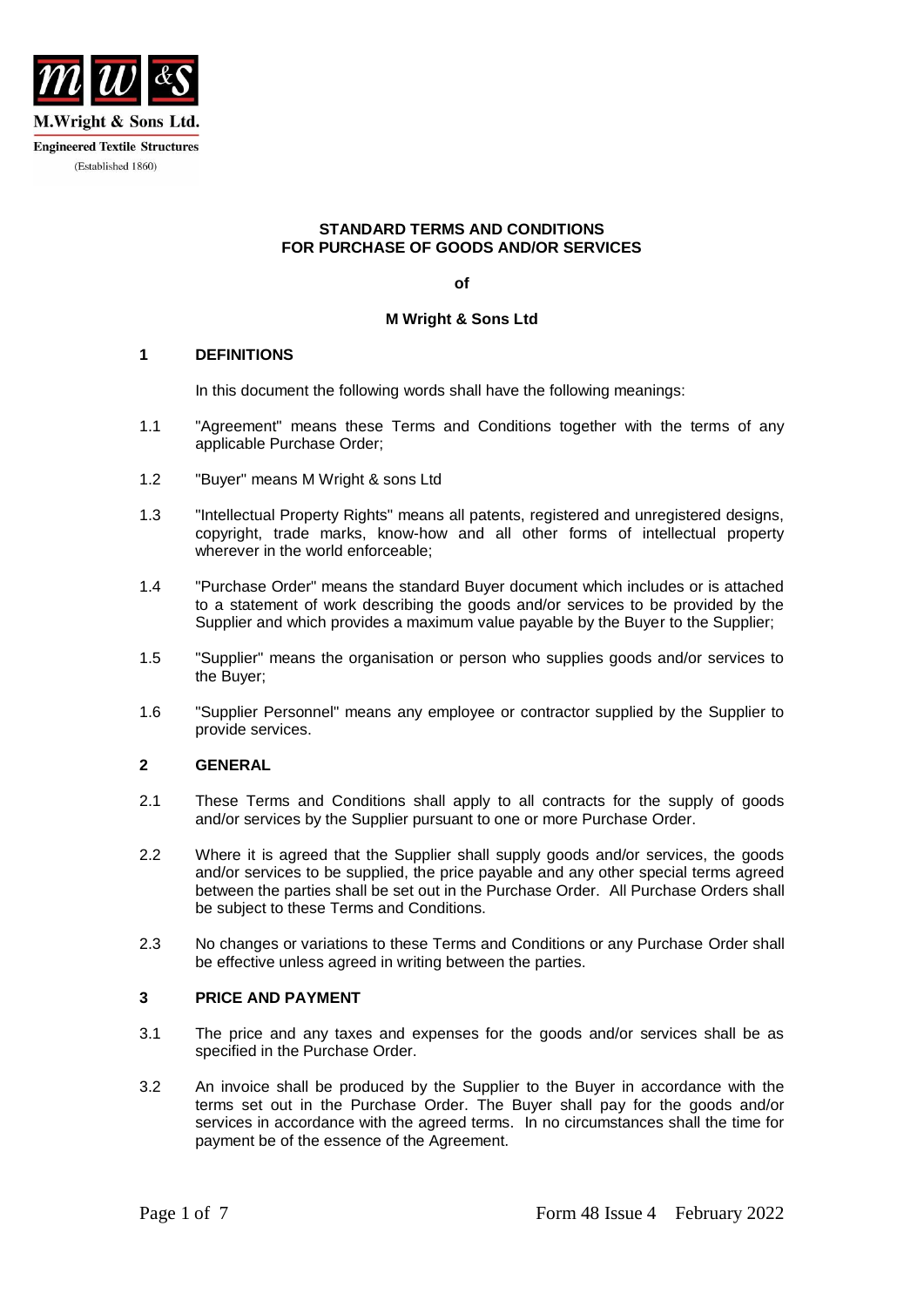M.Wright & Sons Ltd.

Engineered Textile Structures

(Established 1860)

**STANDARD TERMS AND CONDITIONS**
**FOR PURCHASE OF GOODS AND/OR SERVICES**

**of**

**M Wright & Sons Ltd**

## 1 DEFINITIONS

In this document the following words shall have the following meanings:

1.1 "Agreement" means these Terms and Conditions together with the terms of any applicable Purchase Order;

1.2 "Buyer" means M Wright & sons Ltd

1.3 "Intellectual Property Rights" means all patents, registered and unregistered designs, copyright, trade marks, know-how and all other forms of intellectual property wherever in the world enforceable;

1.4 "Purchase Order" means the standard Buyer document which includes or is attached to a statement of work describing the goods and/or services to be provided by the Supplier and which provides a maximum value payable by the Buyer to the Supplier;

1.5 "Supplier" means the organisation or person who supplies goods and/or services to the Buyer;

1.6 "Supplier Personnel" means any employee or contractor supplied by the Supplier to provide services.

## 2 GENERAL

2.1 These Terms and Conditions shall apply to all contracts for the supply of goods and/or services by the Supplier pursuant to one or more Purchase Order.

2.2 Where it is agreed that the Supplier shall supply goods and/or services, the goods and/or services to be supplied, the price payable and any other special terms agreed between the parties shall be set out in the Purchase Order. All Purchase Orders shall be subject to these Terms and Conditions.

2.3 No changes or variations to these Terms and Conditions or any Purchase Order shall be effective unless agreed in writing between the parties.

## 3 PRICE AND PAYMENT

3.1 The price and any taxes and expenses for the goods and/or services shall be as specified in the Purchase Order.

3.2 An invoice shall be produced by the Supplier to the Buyer in accordance with the terms set out in the Purchase Order. The Buyer shall pay for the goods and/or services in accordance with the agreed terms. In no circumstances shall the time for payment be of the essence of the Agreement.

Form 48 Issue 4 February 2022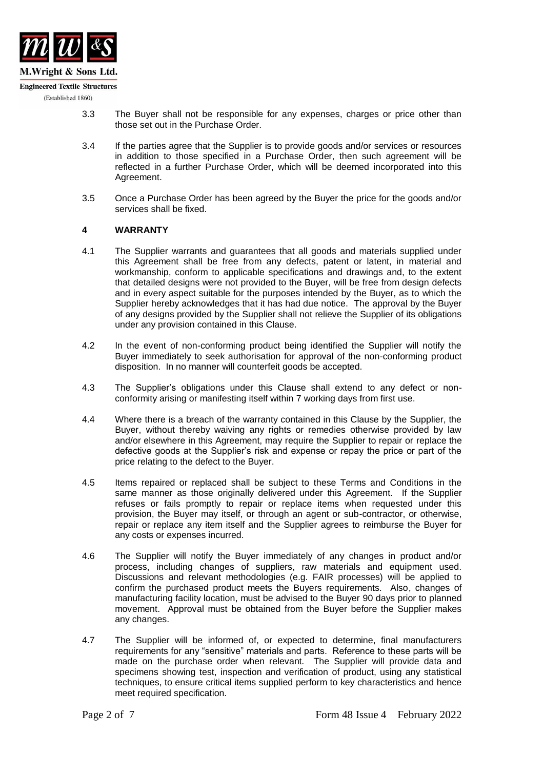3.3 The Buyer shall not be responsible for any expenses, charges or price other than those set out in the Purchase Order.

3.4 If the parties agree that the Supplier is to provide goods and/or services or resources in addition to those specified in a Purchase Order, then such agreement will be reflected in a further Purchase Order, which will be deemed incorporated into this Agreement.

3.5 Once a Purchase Order has been agreed by the Buyer the price for the goods and/or services shall be fixed.

## 4 WARRANTY

4.1 The Supplier warrants and guarantees that all goods and materials supplied under this Agreement shall be free from any defects, patent or latent, in material and workmanship, conform to applicable specifications and drawings and, to the extent that detailed designs were not provided to the Buyer, will be free from design defects and in every aspect suitable for the purposes intended by the Buyer, as to which the Supplier hereby acknowledges that it has had due notice. The approval by the Buyer of any designs provided by the Supplier shall not relieve the Supplier of its obligations under any provision contained in this Clause.

4.2 In the event of non-conforming product being identified the Supplier will notify the Buyer immediately to seek authorisation for approval of the non-conforming product disposition. In no manner will counterfeit goods be accepted.

4.3 The Supplier's obligations under this Clause shall extend to any defect or non-conformity arising or manifesting itself within 7 working days from first use.

4.4 Where there is a breach of the warranty contained in this Clause by the Supplier, the Buyer, without thereby waiving any rights or remedies otherwise provided by law and/or elsewhere in this Agreement, may require the Supplier to repair or replace the defective goods at the Supplier's risk and expense or repay the price or part of the price relating to the defect to the Buyer.

4.5 Items repaired or replaced shall be subject to these Terms and Conditions in the same manner as those originally delivered under this Agreement. If the Supplier refuses or fails promptly to repair or replace items when requested under this provision, the Buyer may itself, or through an agent or sub-contractor, or otherwise, repair or replace any item itself and the Supplier agrees to reimburse the Buyer for any costs or expenses incurred.

4.6 The Supplier will notify the Buyer immediately of any changes in product and/or process, including changes of suppliers, raw materials and equipment used. Discussions and relevant methodologies (e.g. FAIR processes) will be applied to confirm the purchased product meets the Buyers requirements. Also, changes of manufacturing facility location, must be advised to the Buyer 90 days prior to planned movement. Approval must be obtained from the Buyer before the Supplier makes any changes.

4.7 The Supplier will be informed of, or expected to determine, final manufacturers requirements for any "sensitive" materials and parts. Reference to these parts will be made on the purchase order when relevant. The Supplier will provide data and specimens showing test, inspection and verification of product, using any statistical techniques, to ensure critical items supplied perform to key characteristics and hence meet required specification.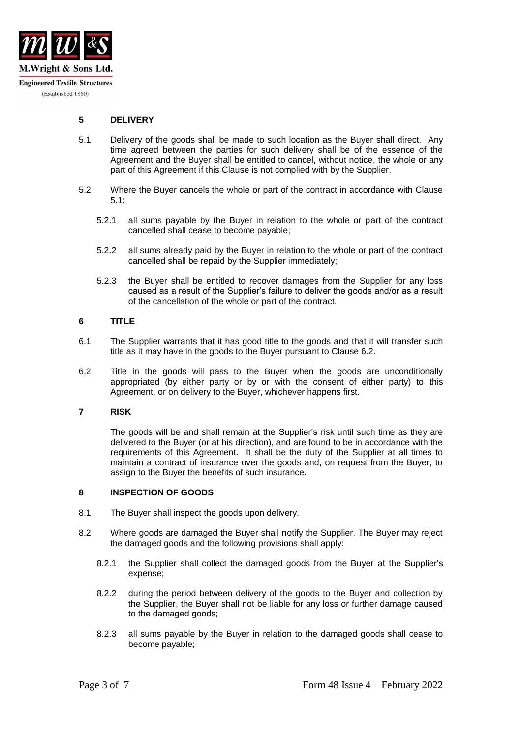## 5 DELIVERY

5.1 Delivery of the goods shall be made to such location as the Buyer shall direct. Any time agreed between the parties for such delivery shall be of the essence of the Agreement and the Buyer shall be entitled to cancel, without notice, the whole or any part of this Agreement if this Clause is not complied with by the Supplier.

5.2 Where the Buyer cancels the whole or part of the contract in accordance with Clause 5.1:

5.2.1 all sums payable by the Buyer in relation to the whole or part of the contract cancelled shall cease to become payable;

5.2.2 all sums already paid by the Buyer in relation to the whole or part of the contract cancelled shall be repaid by the Supplier immediately;

5.2.3 the Buyer shall be entitled to recover damages from the Supplier for any loss caused as a result of the Supplier's failure to deliver the goods and/or as a result of the cancellation of the whole or part of the contract.

## 6 TITLE

6.1 The Supplier warrants that it has good title to the goods and that it will transfer such title as it may have in the goods to the Buyer pursuant to Clause 6.2.

6.2 Title in the goods will pass to the Buyer when the goods are unconditionally appropriated (by either party or by or with the consent of either party) to this Agreement, or on delivery to the Buyer, whichever happens first.

## 7 RISK

The goods will be and shall remain at the Supplier's risk until such time as they are delivered to the Buyer (or at his direction), and are found to be in accordance with the requirements of this Agreement. It shall be the duty of the Supplier at all times to maintain a contract of insurance over the goods and, on request from the Buyer, to assign to the Buyer the benefits of such insurance.

## 8 INSPECTION OF GOODS

8.1 The Buyer shall inspect the goods upon delivery.

8.2 Where goods are damaged the Buyer shall notify the Supplier. The Buyer may reject the damaged goods and the following provisions shall apply:

8.2.1 the Supplier shall collect the damaged goods from the Buyer at the Supplier's expense;

8.2.2 during the period between delivery of the goods to the Buyer and collection by the Supplier, the Buyer shall not be liable for any loss or further damage caused to the damaged goods;

8.2.3 all sums payable by the Buyer in relation to the damaged goods shall cease to become payable;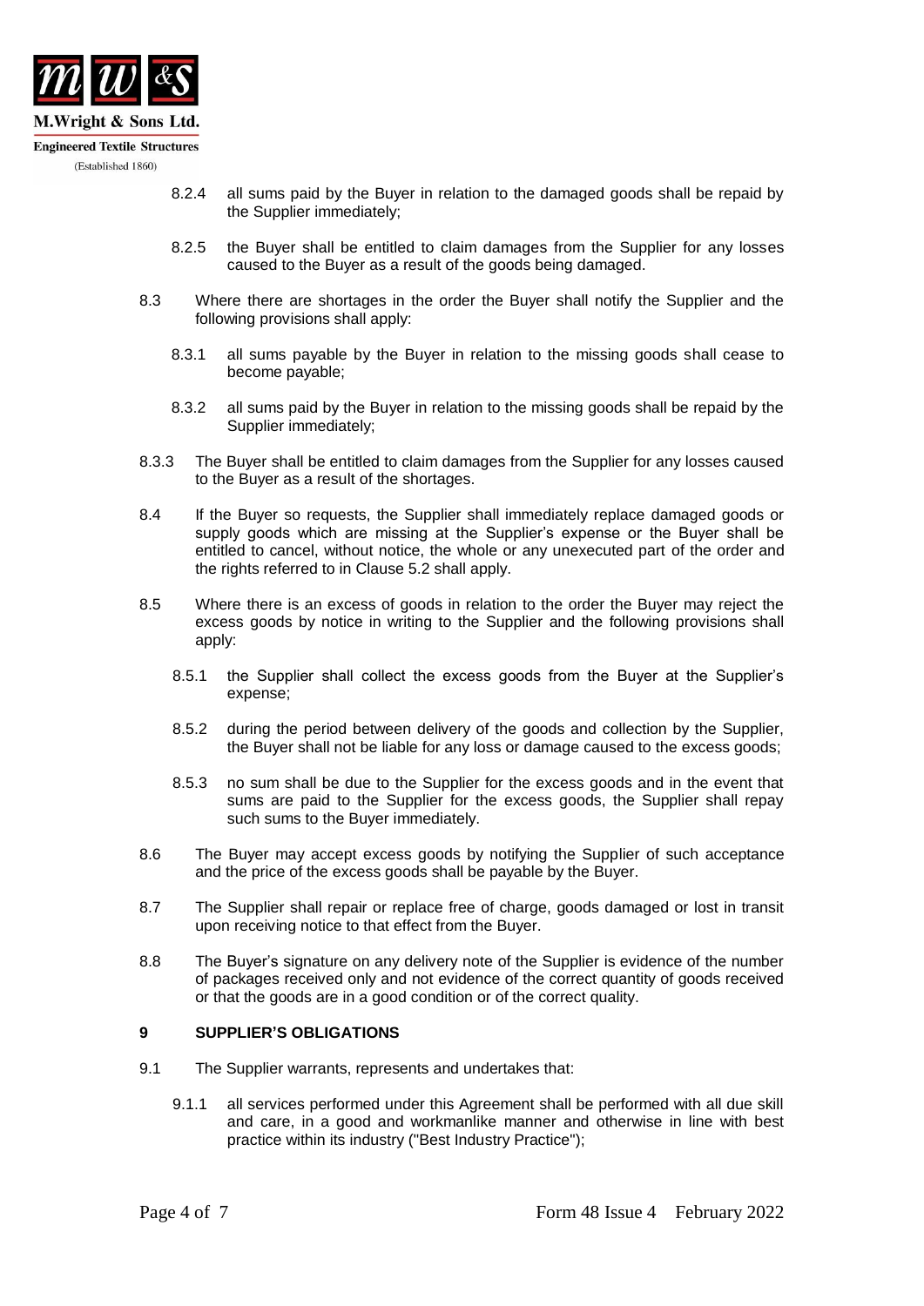8.2.4 all sums paid by the Buyer in relation to the damaged goods shall be repaid by the Supplier immediately;

8.2.5 the Buyer shall be entitled to claim damages from the Supplier for any losses caused to the Buyer as a result of the goods being damaged.

8.3 Where there are shortages in the order the Buyer shall notify the Supplier and the following provisions shall apply:

8.3.1 all sums payable by the Buyer in relation to the missing goods shall cease to become payable;

8.3.2 all sums paid by the Buyer in relation to the missing goods shall be repaid by the Supplier immediately;

8.3.3 The Buyer shall be entitled to claim damages from the Supplier for any losses caused to the Buyer as a result of the shortages.

8.4 If the Buyer so requests, the Supplier shall immediately replace damaged goods or supply goods which are missing at the Supplier's expense or the Buyer shall be entitled to cancel, without notice, the whole or any unexecuted part of the order and the rights referred to in Clause 5.2 shall apply.

8.5 Where there is an excess of goods in relation to the order the Buyer may reject the excess goods by notice in writing to the Supplier and the following provisions shall apply:

8.5.1 the Supplier shall collect the excess goods from the Buyer at the Supplier's expense;

8.5.2 during the period between delivery of the goods and collection by the Supplier, the Buyer shall not be liable for any loss or damage caused to the excess goods;

8.5.3 no sum shall be due to the Supplier for the excess goods and in the event that sums are paid to the Supplier for the excess goods, the Supplier shall repay such sums to the Buyer immediately.

8.6 The Buyer may accept excess goods by notifying the Supplier of such acceptance and the price of the excess goods shall be payable by the Buyer.

8.7 The Supplier shall repair or replace free of charge, goods damaged or lost in transit upon receiving notice to that effect from the Buyer.

8.8 The Buyer's signature on any delivery note of the Supplier is evidence of the number of packages received only and not evidence of the correct quantity of goods received or that the goods are in a good condition or of the correct quality.

**9 SUPPLIER'S OBLIGATIONS**

9.1 The Supplier warrants, represents and undertakes that:

9.1.1 all services performed under this Agreement shall be performed with all due skill and care, in a good and workmanlike manner and otherwise in line with best practice within its industry ("Best Industry Practice");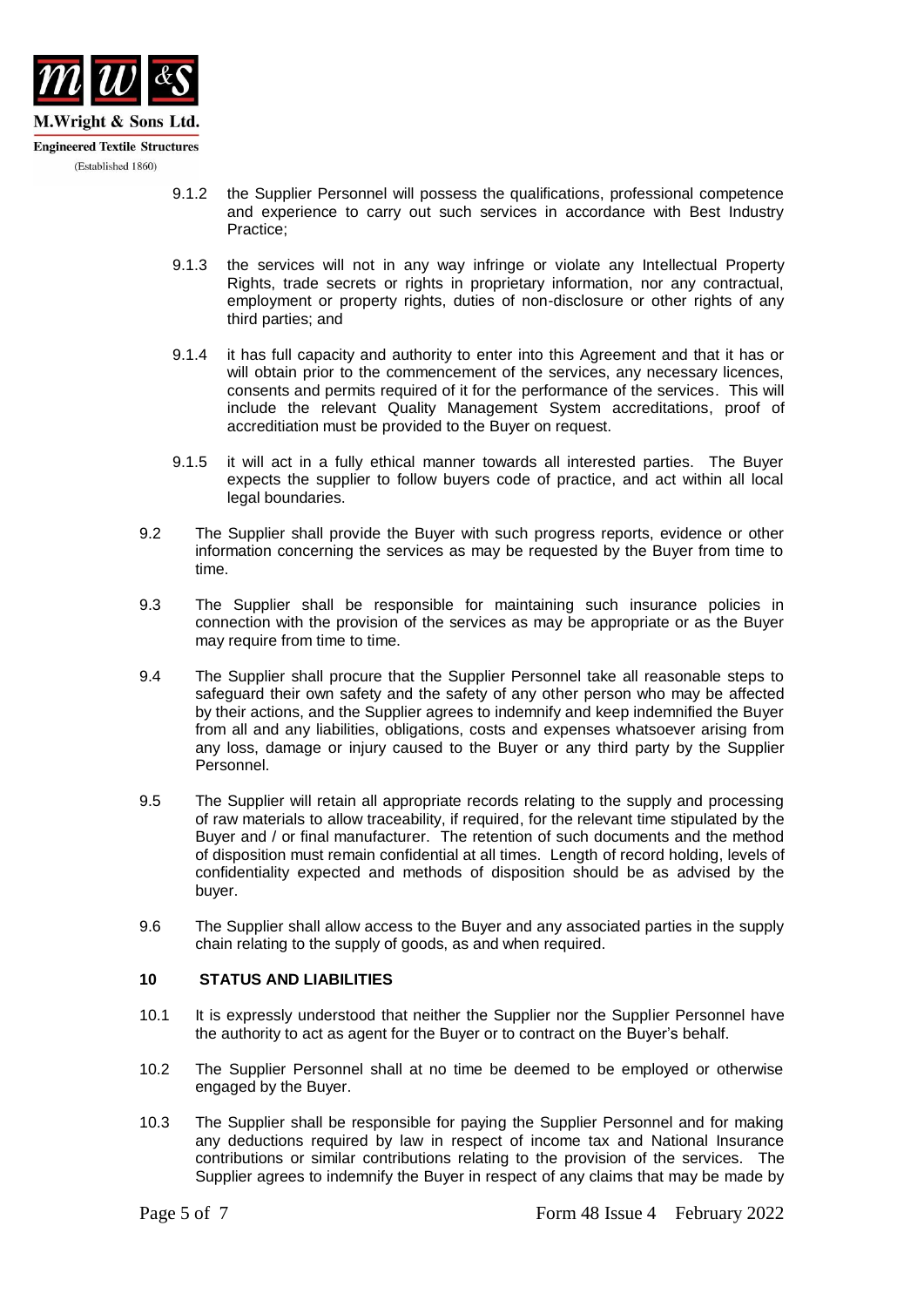9.1.2 the Supplier Personnel will possess the qualifications, professional competence and experience to carry out such services in accordance with Best Industry Practice;

9.1.3 the services will not in any way infringe or violate any Intellectual Property Rights, trade secrets or rights in proprietary information, nor any contractual, employment or property rights, duties of non-disclosure or other rights of any third parties; and

9.1.4 it has full capacity and authority to enter into this Agreement and that it has or will obtain prior to the commencement of the services, any necessary licences, consents and permits required of it for the performance of the services. This will include the relevant Quality Management System accreditations, proof of accreditiation must be provided to the Buyer on request.

9.1.5 it will act in a fully ethical manner towards all interested parties. The Buyer expects the supplier to follow buyers code of practice, and act within all local legal boundaries.

9.2 The Supplier shall provide the Buyer with such progress reports, evidence or other information concerning the services as may be requested by the Buyer from time to time.

9.3 The Supplier shall be responsible for maintaining such insurance policies in connection with the provision of the services as may be appropriate or as the Buyer may require from time to time.

9.4 The Supplier shall procure that the Supplier Personnel take all reasonable steps to safeguard their own safety and the safety of any other person who may be affected by their actions, and the Supplier agrees to indemnify and keep indemnified the Buyer from all and any liabilities, obligations, costs and expenses whatsoever arising from any loss, damage or injury caused to the Buyer or any third party by the Supplier Personnel.

9.5 The Supplier will retain all appropriate records relating to the supply and processing of raw materials to allow traceability, if required, for the relevant time stipulated by the Buyer and / or final manufacturer. The retention of such documents and the method of disposition must remain confidential at all times. Length of record holding, levels of confidentiality expected and methods of disposition should be as advised by the buyer.

9.6 The Supplier shall allow access to the Buyer and any associated parties in the supply chain relating to the supply of goods, as and when required.

## 10 STATUS AND LIABILITIES

10.1 It is expressly understood that neither the Supplier nor the Supplier Personnel have the authority to act as agent for the Buyer or to contract on the Buyer's behalf.

10.2 The Supplier Personnel shall at no time be deemed to be employed or otherwise engaged by the Buyer.

10.3 The Supplier shall be responsible for paying the Supplier Personnel and for making any deductions required by law in respect of income tax and National Insurance contributions or similar contributions relating to the provision of the services. The Supplier agrees to indemnify the Buyer in respect of any claims that may be made by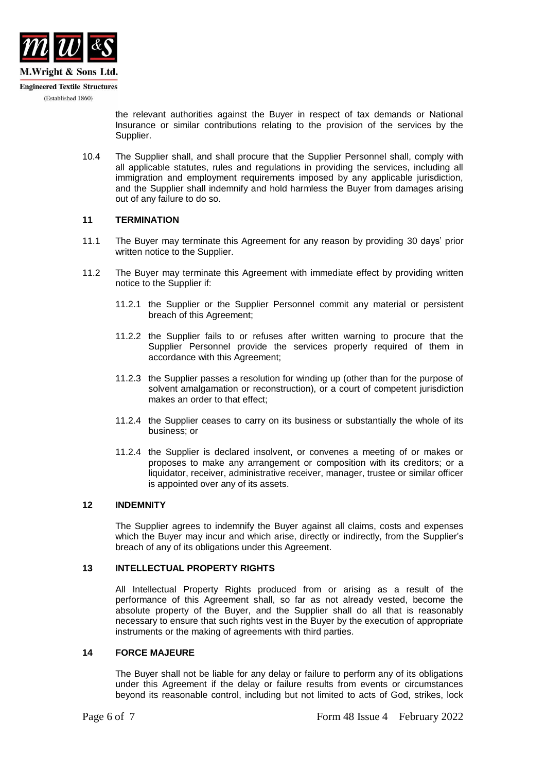the relevant authorities against the Buyer in respect of tax demands or National Insurance or similar contributions relating to the provision of the services by the Supplier.

10.4 The Supplier shall, and shall procure that the Supplier Personnel shall, comply with all applicable statutes, rules and regulations in providing the services, including all immigration and employment requirements imposed by any applicable jurisdiction, and the Supplier shall indemnify and hold harmless the Buyer from damages arising out of any failure to do so.

## 11 TERMINATION

11.1 The Buyer may terminate this Agreement for any reason by providing 30 days' prior written notice to the Supplier.

11.2 The Buyer may terminate this Agreement with immediate effect by providing written notice to the Supplier if:

11.2.1 the Supplier or the Supplier Personnel commit any material or persistent breach of this Agreement;

11.2.2 the Supplier fails to or refuses after written warning to procure that the Supplier Personnel provide the services properly required of them in accordance with this Agreement;

11.2.3 the Supplier passes a resolution for winding up (other than for the purpose of solvent amalgamation or reconstruction), or a court of competent jurisdiction makes an order to that effect;

11.2.4 the Supplier ceases to carry on its business or substantially the whole of its business; or

11.2.4 the Supplier is declared insolvent, or convenes a meeting of or makes or proposes to make any arrangement or composition with its creditors; or a liquidator, receiver, administrative receiver, manager, trustee or similar officer is appointed over any of its assets.

## 12 INDEMNITY

The Supplier agrees to indemnify the Buyer against all claims, costs and expenses which the Buyer may incur and which arise, directly or indirectly, from the Supplier's breach of any of its obligations under this Agreement.

## 13 INTELLECTUAL PROPERTY RIGHTS

All Intellectual Property Rights produced from or arising as a result of the performance of this Agreement shall, so far as not already vested, become the absolute property of the Buyer, and the Supplier shall do all that is reasonably necessary to ensure that such rights vest in the Buyer by the execution of appropriate instruments or the making of agreements with third parties.

## 14 FORCE MAJEURE

The Buyer shall not be liable for any delay or failure to perform any of its obligations under this Agreement if the delay or failure results from events or circumstances beyond its reasonable control, including but not limited to acts of God, strikes, lock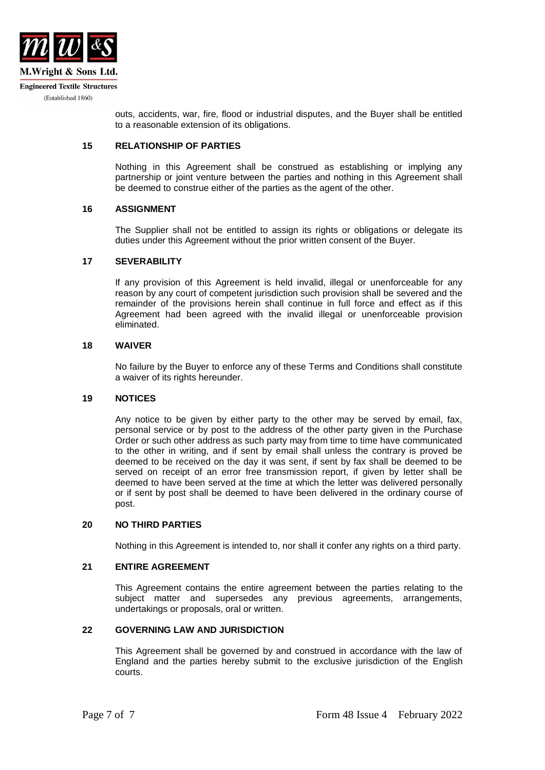outs, accidents, war, fire, flood or industrial disputes, and the Buyer shall be entitled to a reasonable extension of its obligations.

## 15 RELATIONSHIP OF PARTIES

Nothing in this Agreement shall be construed as establishing or implying any partnership or joint venture between the parties and nothing in this Agreement shall be deemed to construe either of the parties as the agent of the other.

## 16 ASSIGNMENT

The Supplier shall not be entitled to assign its rights or obligations or delegate its duties under this Agreement without the prior written consent of the Buyer.

## 17 SEVERABILITY

If any provision of this Agreement is held invalid, illegal or unenforceable for any reason by any court of competent jurisdiction such provision shall be severed and the remainder of the provisions herein shall continue in full force and effect as if this Agreement had been agreed with the invalid illegal or unenforceable provision eliminated.

## 18 WAIVER

No failure by the Buyer to enforce any of these Terms and Conditions shall constitute a waiver of its rights hereunder.

## 19 NOTICES

Any notice to be given by either party to the other may be served by email, fax, personal service or by post to the address of the other party given in the Purchase Order or such other address as such party may from time to time have communicated to the other in writing, and if sent by email shall unless the contrary is proved be deemed to be received on the day it was sent, if sent by fax shall be deemed to be served on receipt of an error free transmission report, if given by letter shall be deemed to have been served at the time at which the letter was delivered personally or if sent by post shall be deemed to have been delivered in the ordinary course of post.

## 20 NO THIRD PARTIES

Nothing in this Agreement is intended to, nor shall it confer any rights on a third party.

## 21 ENTIRE AGREEMENT

This Agreement contains the entire agreement between the parties relating to the subject matter and supersedes any previous agreements, arrangements, undertakings or proposals, oral or written.

## 22 GOVERNING LAW AND JURISDICTION

This Agreement shall be governed by and construed in accordance with the law of England and the parties hereby submit to the exclusive jurisdiction of the English courts.